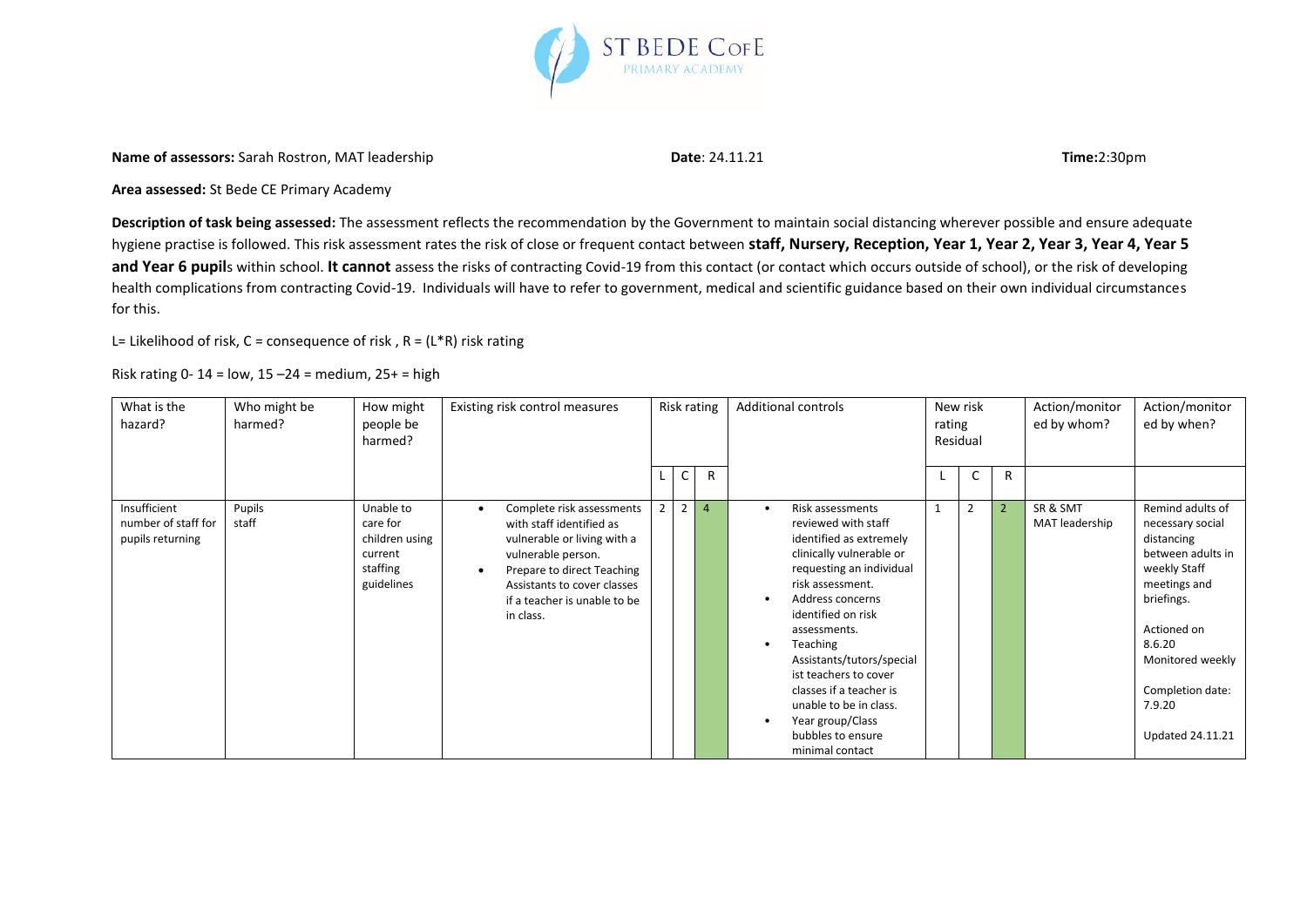**Name of assessors:** Sarah Rostron, MAT leadership **Date**: 24.11.21 **Time:**2:30pm

**Area assessed:** St Bede CE Primary Academy

**Description of task being assessed:** The assessment reflects the recommendation by the Government to maintain social distancing wherever possible and ensure adequate hygiene practise is followed. This risk assessment rates the risk of close or frequent contact between **staff, Nursery, Reception, Year 1, Year 2, Year 3, Year 4, Year 5 and Year 6 pupil**s within school. **It cannot** assess the risks of contracting Covid-19 from this contact (or contact which occurs outside of school), or the risk of developing health complications from contracting Covid-19. Individuals will have to refer to government, medical and scientific guidance based on their own individual circumstances for this.

L= Likelihood of risk, C = consequence of risk , R = (L*R) risk rating

Risk rating 0- 14 = low, 15 –24 = medium, 25+ = high

| What is the hazard? | Who might be harmed? | How might people be harmed? | Existing risk control measures | Risk rating | | | Additional controls | New risk rating Residual | | | Action/monitored by whom? | Action/monitored by when? |
|---|---|---|---|---|---|---|---|---|---|---|---|---|
| | | | | L | C | R | | L | C | R | | |
| Insufficient number of staff for pupils returning | Pupils staff | Unable to care for children using current staffing guidelines | • Complete risk assessments with staff identified as vulnerable or living with a vulnerable person.<br>• Prepare to direct Teaching Assistants to cover classes if a teacher is unable to be in class. | 2 | 2 | 4 | • Risk assessments reviewed with staff identified as extremely clinically vulnerable or requesting an individual risk assessment.<br>• Address concerns identified on risk assessments.<br>• Teaching Assistants/tutors/specialist teachers to cover classes if a teacher is unable to be in class.<br>• Year group/Class bubbles to ensure minimal contact | 1 | 2 | 2 | SR & SMT MAT leadership | Remind adults of necessary social distancing between adults in weekly Staff meetings and briefings.<br><br>Actioned on 8.6.20 Monitored weekly<br><br>Completion date: 7.9.20<br><br>Updated 24.11.21 |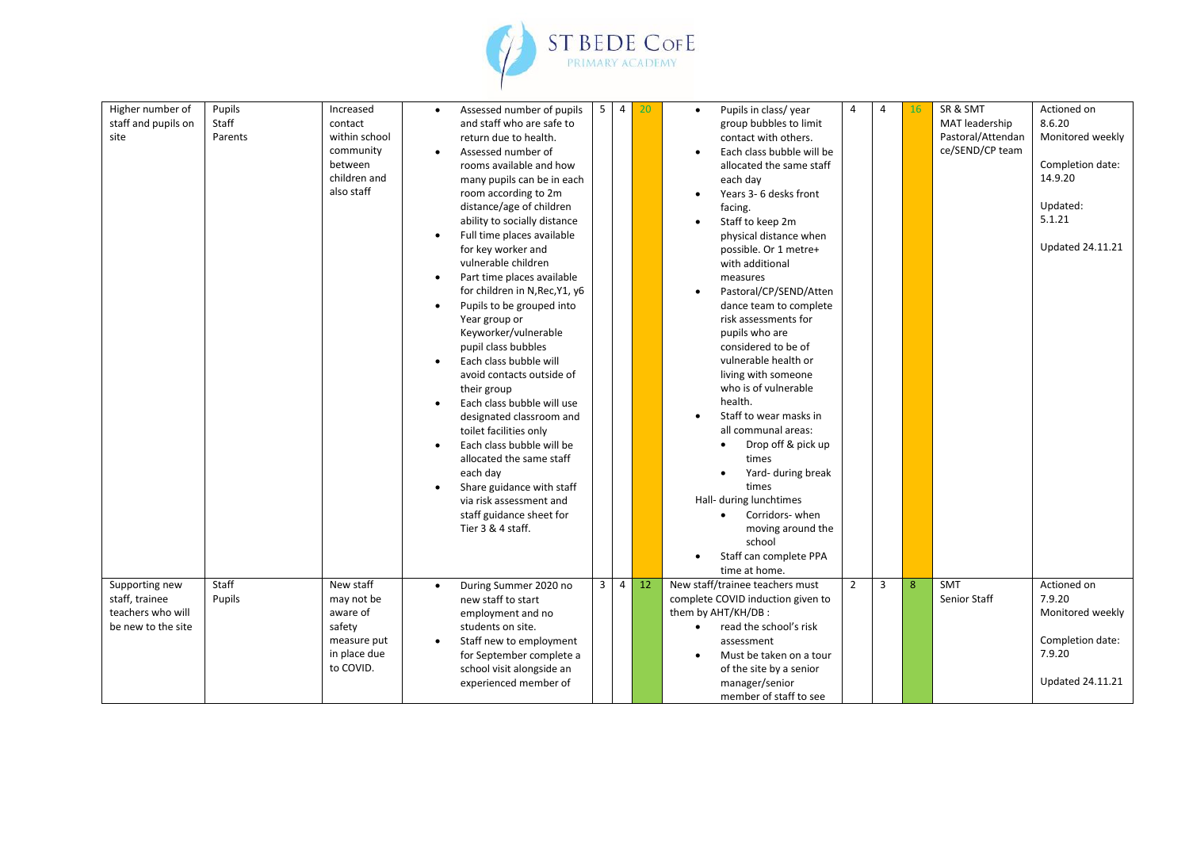| Higher number of staff and pupils on site | Pupils<br>Staff<br>Parents | Increased contact within school community between children and also staff | • Assessed number of pupils and staff who are safe to return due to health.<br>• Assessed number of rooms available and how many pupils can be in each room according to 2m distance/age of children ability to socially distance<br>• Full time places available for key worker and vulnerable children<br>• Part time places available for children in N,Rec,Y1, y6<br>• Pupils to be grouped into Year group or Keyworker/vulnerable pupil class bubbles<br>• Each class bubble will avoid contacts outside of their group<br>• Each class bubble will use designated classroom and toilet facilities only<br>• Each class bubble will be allocated the same staff each day<br>• Share guidance with staff via risk assessment and staff guidance sheet for Tier 3 & 4 staff. | 5 | 4 | 20 | • Pupils in class/ year group bubbles to limit contact with others.<br>• Each class bubble will be allocated the same staff each day<br>• Years 3- 6 desks front facing.<br>• Staff to keep 2m physical distance when possible. Or 1 metre+ with additional measures<br>• Pastoral/CP/SEND/Attendance team to complete risk assessments for pupils who are considered to be of vulnerable health or living with someone who is of vulnerable health.<br>• Staff to wear masks in all communal areas:<br>  • Drop off & pick up times<br>  • Yard- during break times<br>Hall- during lunchtimes<br>  • Corridors- when moving around the school<br>• Staff can complete PPA time at home. | 4 | 4 | 16 | SR & SMT<br>MAT leadership<br>Pastoral/Attendance/SEND/CP team | Actioned on 8.6.20<br>Monitored weekly<br><br>Completion date: 14.9.20<br><br>Updated: 5.1.21<br><br>Updated 24.11.21 |
|---|---|---|---|---|---|---|---|---|---|---|---|---|
| Supporting new staff, trainee teachers who will be new to the site | Staff<br>Pupils | New staff may not be aware of safety measure put in place due to COVID. | • During Summer 2020 no new staff to start employment and no students on site.<br>• Staff new to employment for September complete a school visit alongside an experienced member of | 3 | 4 | 12 | New staff/trainee teachers must complete COVID induction given to them by AHT/KH/DB :<br>• read the school's risk assessment<br>• Must be taken on a tour of the site by a senior manager/senior member of staff to see | 2 | 3 | 8 | SMT<br>Senior Staff | Actioned on 7.9.20<br>Monitored weekly<br><br>Completion date: 7.9.20<br><br>Updated 24.11.21 |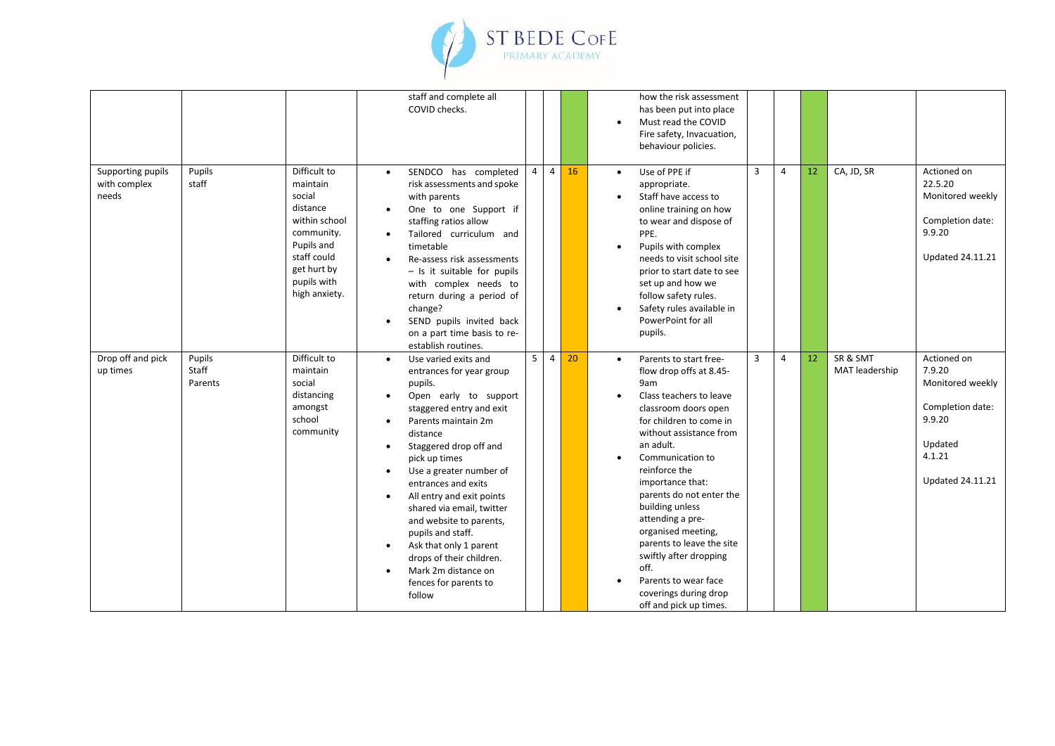| | | | staff and complete all COVID checks. | | | | how the risk assessment has been put into place<br>• Must read the COVID Fire safety, Invacuation, behaviour policies. | | | | | |
|---|---|---|---|---|---|---|---|---|---|---|---|---|
| Supporting pupils with complex needs | Pupils staff | Difficult to maintain social distance within school community. Pupils and staff could get hurt by pupils with high anxiety. | • SENDCO has completed risk assessments and spoke with parents<br>• One to one Support if staffing ratios allow<br>• Tailored curriculum and timetable<br>• Re-assess risk assessments – Is it suitable for pupils with complex needs to return during a period of change?<br>• SEND pupils invited back on a part time basis to re-establish routines. | 4 | 4 | 16 | • Use of PPE if appropriate.<br>• Staff have access to online training on how to wear and dispose of PPE.<br>• Pupils with complex needs to visit school site prior to start date to see set up and how we follow safety rules.<br>• Safety rules available in PowerPoint for all pupils. | 3 | 4 | 12 | CA, JD, SR | Actioned on 22.5.20<br>Monitored weekly<br>Completion date: 9.9.20<br>Updated 24.11.21 |
| Drop off and pick up times | Pupils Staff Parents | Difficult to maintain social distancing amongst school community | • Use varied exits and entrances for year group pupils.<br>• Open early to support staggered entry and exit<br>• Parents maintain 2m distance<br>• Staggered drop off and pick up times<br>• Use a greater number of entrances and exits<br>• All entry and exit points shared via email, twitter and website to parents, pupils and staff.<br>• Ask that only 1 parent drops of their children.<br>• Mark 2m distance on fences for parents to follow | 5 | 4 | 20 | • Parents to start free-flow drop offs at 8.45-9am<br>• Class teachers to leave classroom doors open for children to come in without assistance from an adult.<br>• Communication to reinforce the importance that: parents do not enter the building unless attending a pre-organised meeting, parents to leave the site swiftly after dropping off.<br>• Parents to wear face coverings during drop off and pick up times. | 3 | 4 | 12 | SR & SMT MAT leadership | Actioned on 7.9.20<br>Monitored weekly<br>Completion date: 9.9.20<br>Updated 4.1.21<br>Updated 24.11.21 |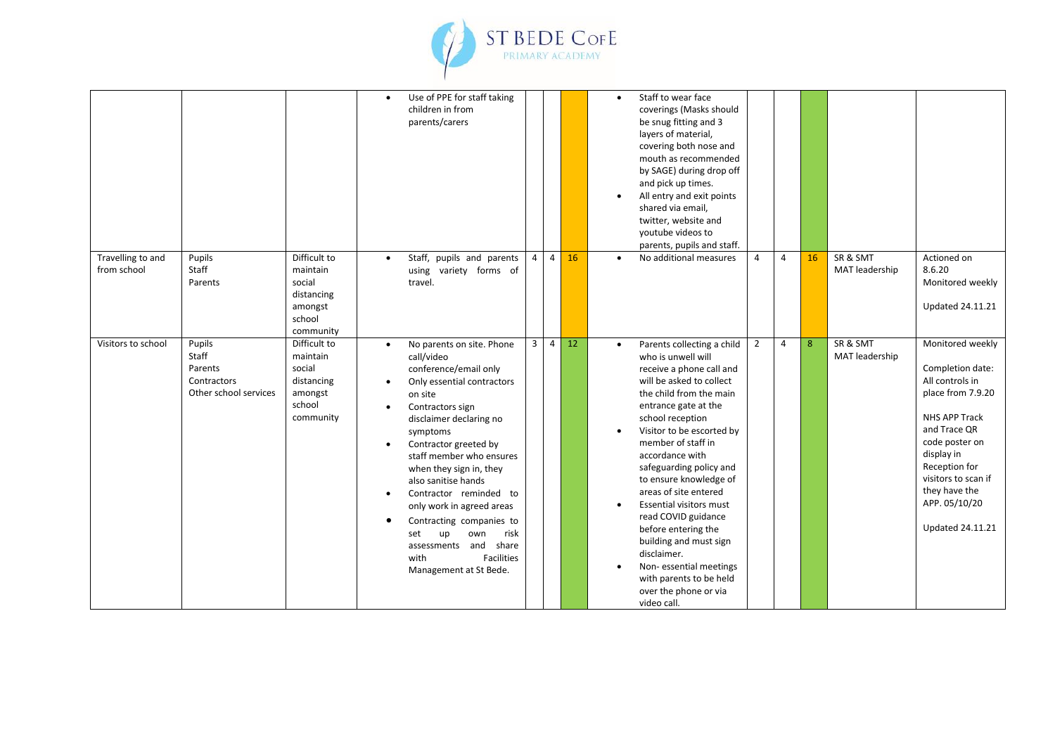| | | | | | | | | | | | | |
|---|---|---|---|---|---|---|---|---|---|---|---|---|
| | | | • Use of PPE for staff taking children in from parents/carers | | | | • Staff to wear face coverings (Masks should be snug fitting and 3 layers of material, covering both nose and mouth as recommended by SAGE) during drop off and pick up times.<br>• All entry and exit points shared via email, twitter, website and youtube videos to parents, pupils and staff. | | | | | |
| Travelling to and from school | Pupils<br>Staff<br>Parents | Difficult to maintain social distancing amongst school community | • Staff, pupils and parents using variety forms of travel. | 4 | 4 | 16 | • No additional measures | 4 | 4 | 16 | SR & SMT<br>MAT leadership | Actioned on 8.6.20<br>Monitored weekly<br><br>Updated 24.11.21 |
| Visitors to school | Pupils<br>Staff<br>Parents<br>Contractors<br>Other school services | Difficult to maintain social distancing amongst school community | • No parents on site. Phone call/video conference/email only<br>• Only essential contractors on site<br>• Contractors sign disclaimer declaring no symptoms<br>• Contractor greeted by staff member who ensures when they sign in, they also sanitise hands<br>• Contractor reminded to only work in agreed areas<br>• Contracting companies to set up own risk assessments and share with Facilities Management at St Bede. | 3 | 4 | 12 | • Parents collecting a child who is unwell will receive a phone call and will be asked to collect the child from the main entrance gate at the school reception<br>• Visitor to be escorted by member of staff in accordance with safeguarding policy and to ensure knowledge of areas of site entered<br>• Essential visitors must read COVID guidance before entering the building and must sign disclaimer.<br>• Non- essential meetings with parents to be held over the phone or via video call. | 2 | 4 | 8 | SR & SMT<br>MAT leadership | Monitored weekly<br><br>Completion date: All controls in place from 7.9.20<br><br>NHS APP Track and Trace QR code poster on display in Reception for visitors to scan if they have the APP. 05/10/20<br><br>Updated 24.11.21 |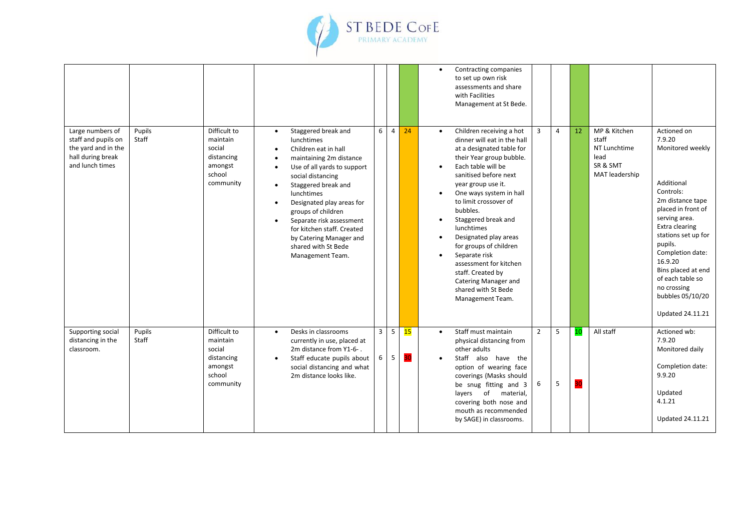| | | | | | | | | | | | | |
|---|---|---|---|---|---|---|---|---|---|---|---|---|
| | | | | | | | • Contracting companies to set up own risk assessments and share with Facilities Management at St Bede. | | | | | |
| Large numbers of staff and pupils on the yard and in the hall during break and lunch times | Pupils Staff | Difficult to maintain social distancing amongst school community | • Staggered break and lunchtimes<br>• Children eat in hall<br>• maintaining 2m distance<br>• Use of all yards to support social distancing<br>• Staggered break and lunchtimes<br>• Designated play areas for groups of children<br>• Separate risk assessment for kitchen staff. Created by Catering Manager and shared with St Bede Management Team. | 6 | 4 | 24 | • Children receiving a hot dinner will eat in the hall at a designated table for their Year group bubble.<br>• Each table will be sanitised before next year group use it.<br>• One ways system in hall to limit crossover of bubbles.<br>• Staggered break and lunchtimes<br>• Designated play areas for groups of children<br>• Separate risk assessment for kitchen staff. Created by Catering Manager and shared with St Bede Management Team. | 3 | 4 | 12 | MP & Kitchen staff<br>NT Lunchtime lead<br>SR & SMT<br>MAT leadership | Actioned on 7.9.20<br>Monitored weekly<br><br>Additional Controls:<br>2m distance tape placed in front of serving area.<br>Extra clearing stations set up for pupils.<br>Completion date: 16.9.20<br>Bins placed at end of each table so no crossing bubbles 05/10/20<br><br>Updated 24.11.21 |
| Supporting social distancing in the classroom. | Pupils Staff | Difficult to maintain social distancing amongst school community | • Desks in classrooms currently in use, placed at 2m distance from Y1-6- .<br>• Staff educate pupils about social distancing and what 2m distance looks like. | 3<br>6 | 5<br>5 | 15<br>30 | • Staff must maintain physical distancing from other adults<br>• Staff also have the option of wearing face coverings (Masks should be snug fitting and 3 layers of material, covering both nose and mouth as recommended by SAGE) in classrooms. | 2<br>6 | 5<br>5 | 10<br>30 | All staff | Actioned wb: 7.9.20<br>Monitored daily<br><br>Completion date: 9.9.20<br><br>Updated 4.1.21<br><br>Updated 24.11.21 |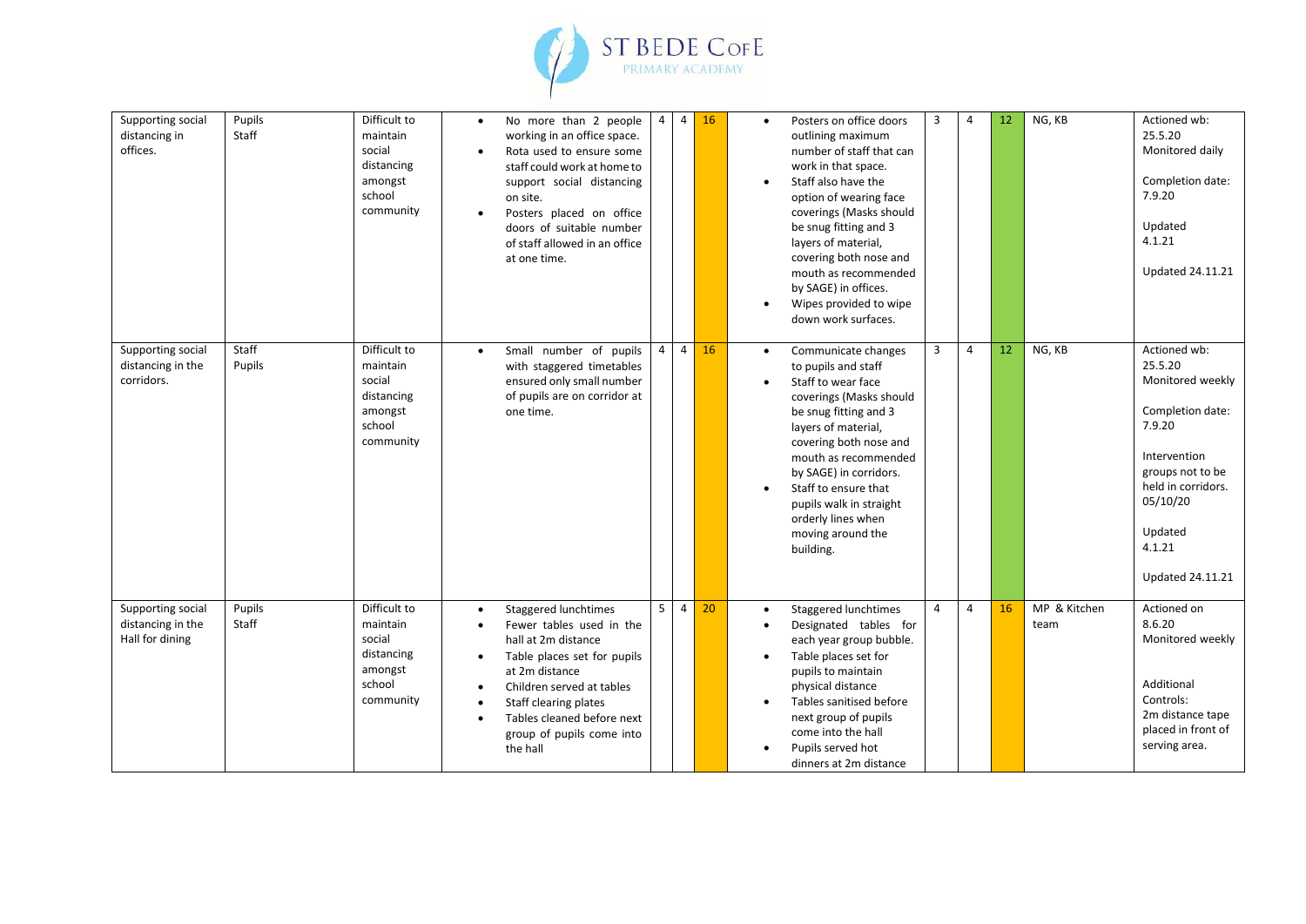| Supporting social distancing in offices. | Pupils<br>Staff | Difficult to maintain social distancing amongst school community | • No more than 2 people working in an office space.<br>• Rota used to ensure some staff could work at home to support social distancing on site.<br>• Posters placed on office doors of suitable number of staff allowed in an office at one time. | 4 | 4 | 16 | • Posters on office doors outlining maximum number of staff that can work in that space.<br>• Staff also have the option of wearing face coverings (Masks should be snug fitting and 3 layers of material, covering both nose and mouth as recommended by SAGE) in offices.<br>• Wipes provided to wipe down work surfaces. | 3 | 4 | 12 | NG, KB | Actioned wb: 25.5.20<br>Monitored daily<br><br>Completion date: 7.9.20<br><br>Updated 4.1.21<br><br>Updated 24.11.21 |
|---|---|---|---|---|---|---|---|---|---|---|---|---|
| Supporting social distancing in the corridors. | Staff<br>Pupils | Difficult to maintain social distancing amongst school community | • Small number of pupils with staggered timetables ensured only small number of pupils are on corridor at one time. | 4 | 4 | 16 | • Communicate changes to pupils and staff<br>• Staff to wear face coverings (Masks should be snug fitting and 3 layers of material, covering both nose and mouth as recommended by SAGE) in corridors.<br>• Staff to ensure that pupils walk in straight orderly lines when moving around the building. | 3 | 4 | 12 | NG, KB | Actioned wb: 25.5.20<br>Monitored weekly<br><br>Completion date: 7.9.20<br><br>Intervention groups not to be held in corridors. 05/10/20<br><br>Updated 4.1.21<br><br>Updated 24.11.21 |
| Supporting social distancing in the Hall for dining | Pupils<br>Staff | Difficult to maintain social distancing amongst school community | • Staggered lunchtimes<br>• Fewer tables used in the hall at 2m distance<br>• Table places set for pupils at 2m distance<br>• Children served at tables<br>• Staff clearing plates<br>• Tables cleaned before next group of pupils come into the hall | 5 | 4 | 20 | • Staggered lunchtimes<br>• Designated tables for each year group bubble.<br>• Table places set for pupils to maintain physical distance<br>• Tables sanitised before next group of pupils come into the hall<br>• Pupils served hot dinners at 2m distance | 4 | 4 | 16 | MP & Kitchen team | Actioned on 8.6.20<br>Monitored weekly<br><br>Additional Controls:<br>2m distance tape placed in front of serving area. |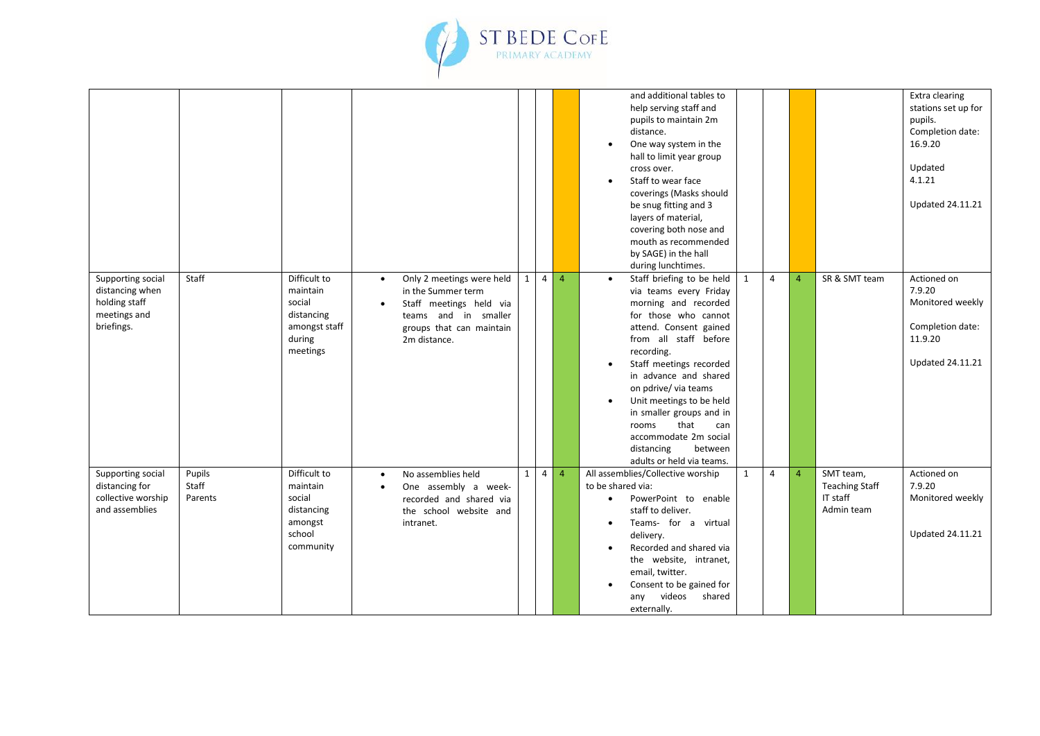| | | | | | | | | | | | | |
|---|---|---|---|---|---|---|---|---|---|---|---|---|
| | | | | | | | and additional tables to help serving staff and pupils to maintain 2m distance.<br>• One way system in the hall to limit year group cross over.<br>• Staff to wear face coverings (Masks should be snug fitting and 3 layers of material, covering both nose and mouth as recommended by SAGE) in the hall during lunchtimes. | | | | | Extra clearing stations set up for pupils.<br>Completion date: 16.9.20<br><br>Updated 4.1.21<br><br>Updated 24.11.21 |
| Supporting social distancing when holding staff meetings and briefings. | Staff | Difficult to maintain social distancing amongst staff during meetings | • Only 2 meetings were held in the Summer term<br>• Staff meetings held via teams and in smaller groups that can maintain 2m distance. | 1 | 4 | 4 | • Staff briefing to be held via teams every Friday morning and recorded for those who cannot attend. Consent gained from all staff before recording.<br>• Staff meetings recorded in advance and shared on pdrive/ via teams<br>• Unit meetings to be held in smaller groups and in rooms that can accommodate 2m social distancing between adults or held via teams. | 1 | 4 | 4 | SR & SMT team | Actioned on 7.9.20<br>Monitored weekly<br><br>Completion date: 11.9.20<br><br>Updated 24.11.21 |
| Supporting social distancing for collective worship and assemblies | Pupils<br>Staff<br>Parents | Difficult to maintain social distancing amongst school community | • No assemblies held<br>• One assembly a week-recorded and shared via the school website and intranet. | 1 | 4 | 4 | All assemblies/Collective worship to be shared via:<br>• PowerPoint to enable staff to deliver.<br>• Teams- for a virtual delivery.<br>• Recorded and shared via the website, intranet, email, twitter.<br>• Consent to be gained for any videos shared externally. | 1 | 4 | 4 | SMT team,<br>Teaching Staff<br>IT staff<br>Admin team | Actioned on 7.9.20<br>Monitored weekly<br><br>Updated 24.11.21 |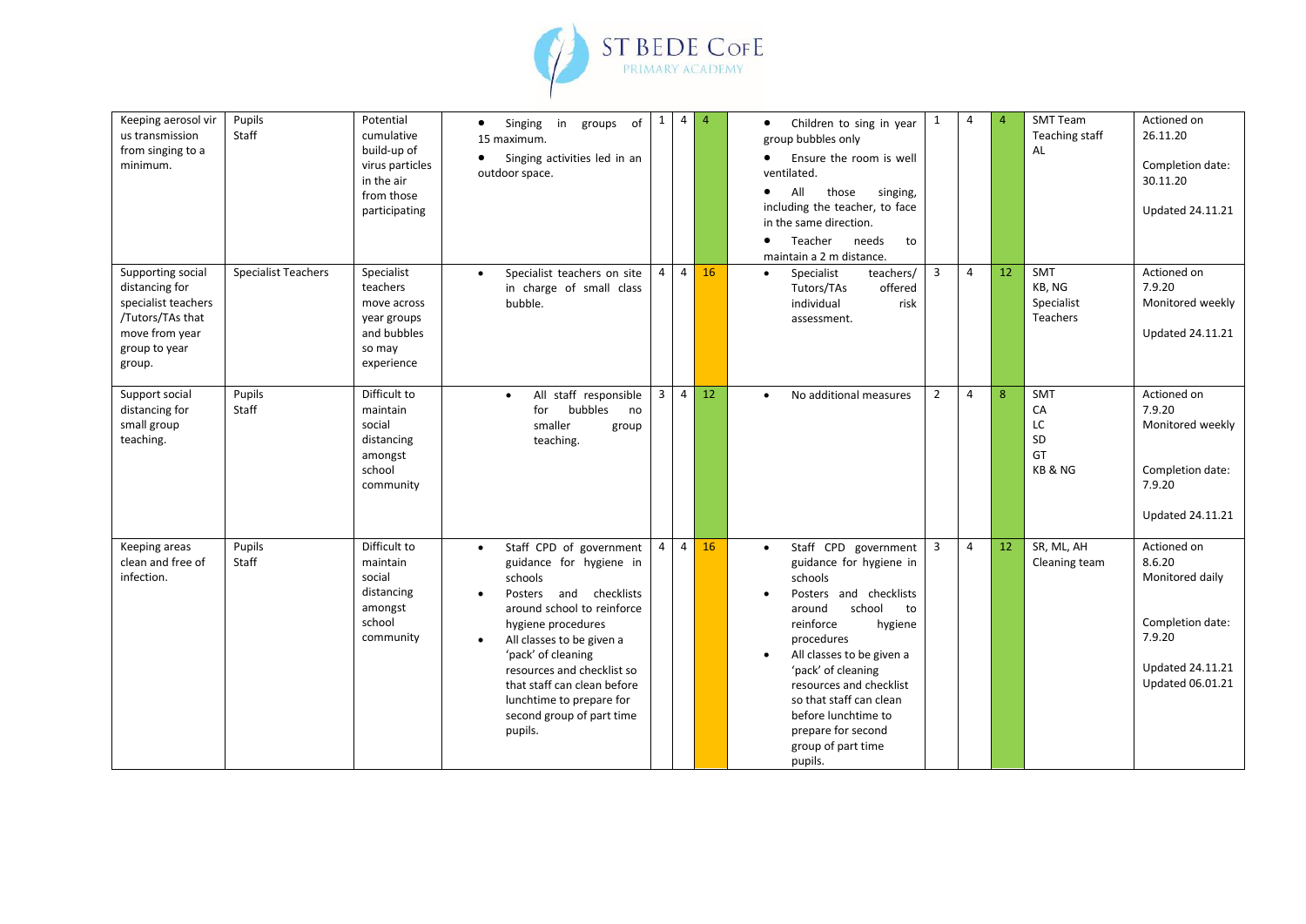| Keeping aerosol virus transmission from singing to a minimum. | Pupils<br>Staff | Potential cumulative build-up of virus particles in the air from those participating | • Singing in groups of 15 maximum.<br>• Singing activities led in an outdoor space. | 1 | 4 | 4 | • Children to sing in year group bubbles only<br>• Ensure the room is well ventilated.<br>• All those singing, including the teacher, to face in the same direction.<br>• Teacher needs to maintain a 2 m distance. | 1 | 4 | 4 | SMT Team<br>Teaching staff<br>AL | Actioned on 26.11.20<br><br>Completion date: 30.11.20<br><br>Updated 24.11.21 |
|---|---|---|---|---|---|---|---|---|---|---|---|---|
| Supporting social distancing for specialist teachers /Tutors/TAs that move from year group to year group. | Specialist Teachers | Specialist teachers move across year groups and bubbles so may experience | • Specialist teachers on site in charge of small class bubble. | 4 | 4 | 16 | • Specialist teachers/ Tutors/TAs offered individual risk assessment. | 3 | 4 | 12 | SMT<br>KB, NG<br>Specialist Teachers | Actioned on 7.9.20<br>Monitored weekly<br><br>Updated 24.11.21 |
| Support social distancing for small group teaching. | Pupils<br>Staff | Difficult to maintain social distancing amongst school community | • All staff responsible for bubbles no smaller group teaching. | 3 | 4 | 12 | • No additional measures | 2 | 4 | 8 | SMT<br>CA<br>LC<br>SD<br>GT<br>KB & NG | Actioned on 7.9.20<br>Monitored weekly<br><br>Completion date: 7.9.20<br><br>Updated 24.11.21 |
| Keeping areas clean and free of infection. | Pupils<br>Staff | Difficult to maintain social distancing amongst school community | • Staff CPD of government guidance for hygiene in schools<br>• Posters and checklists around school to reinforce hygiene procedures<br>• All classes to be given a 'pack' of cleaning resources and checklist so that staff can clean before lunchtime to prepare for second group of part time pupils. | 4 | 4 | 16 | • Staff CPD government guidance for hygiene in schools<br>• Posters and checklists around school to reinforce hygiene procedures<br>• All classes to be given a 'pack' of cleaning resources and checklist so that staff can clean before lunchtime to prepare for second group of part time pupils. | 3 | 4 | 12 | SR, ML, AH<br>Cleaning team | Actioned on 8.6.20<br>Monitored daily<br><br>Completion date: 7.9.20<br><br>Updated 24.11.21<br>Updated 06.01.21 |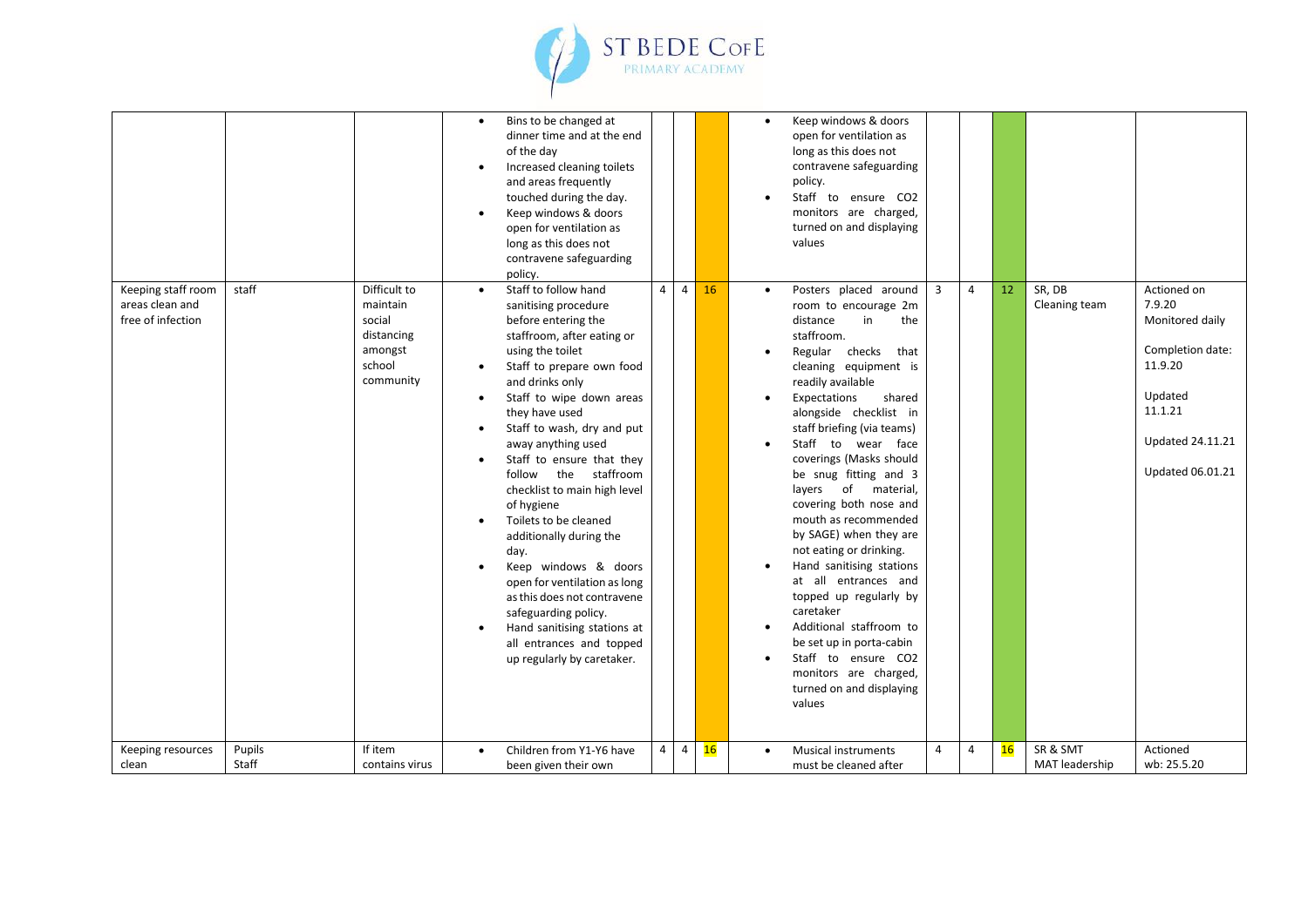| | | | | | | | | | | | | |
|---|---|---|---|---|---|---|---|---|---|---|---|---|
| | | | • Bins to be changed at dinner time and at the end of the day<br>• Increased cleaning toilets and areas frequently touched during the day.<br>• Keep windows & doors open for ventilation as long as this does not contravene safeguarding policy. | | | | • Keep windows & doors open for ventilation as long as this does not contravene safeguarding policy.<br>• Staff to ensure CO2 monitors are charged, turned on and displaying values | | | | | |
| Keeping staff room areas clean and free of infection | staff | Difficult to maintain social distancing amongst school community | • Staff to follow hand sanitising procedure before entering the staffroom, after eating or using the toilet<br>• Staff to prepare own food and drinks only<br>• Staff to wipe down areas they have used<br>• Staff to wash, dry and put away anything used<br>• Staff to ensure that they follow the staffroom checklist to main high level of hygiene<br>• Toilets to be cleaned additionally during the day.<br>• Keep windows & doors open for ventilation as long as this does not contravene safeguarding policy.<br>• Hand sanitising stations at all entrances and topped up regularly by caretaker. | 4 | 4 | 16 | • Posters placed around room to encourage 2m distance in the staffroom.<br>• Regular checks that cleaning equipment is readily available<br>• Expectations shared alongside checklist in staff briefing (via teams)<br>• Staff to wear face coverings (Masks should be snug fitting and 3 layers of material, covering both nose and mouth as recommended by SAGE) when they are not eating or drinking.<br>• Hand sanitising stations at all entrances and topped up regularly by caretaker<br>• Additional staffroom to be set up in porta-cabin<br>• Staff to ensure CO2 monitors are charged, turned on and displaying values | 3 | 4 | 12 | SR, DB<br>Cleaning team | Actioned on 7.9.20<br>Monitored daily<br><br>Completion date: 11.9.20<br><br>Updated 11.1.21<br><br>Updated 24.11.21<br><br>Updated 06.01.21 |
| Keeping resources clean | Pupils<br>Staff | If item contains virus | • Children from Y1-Y6 have been given their own | 4 | 4 | 16 | • Musical instruments must be cleaned after | 4 | 4 | 16 | SR & SMT<br>MAT leadership | Actioned wb: 25.5.20 |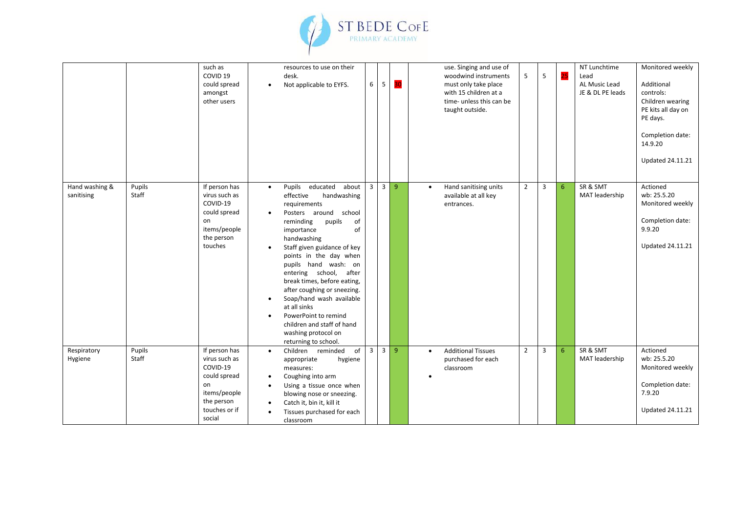| | | | | | | | | | | | | | |
|---|---|---|---|---|---|---|---|---|---|---|---|---|---|
| | | such as COVID 19 could spread amongst other users | resources to use on their desk.<br>• Not applicable to EYFS. | 6 | 5 | 30 | use. Singing and use of woodwind instruments must only take place with 15 children at a time- unless this can be taught outside. | 5 | 5 | 25 | NT Lunchtime Lead<br>AL Music Lead<br>JE & DL PE leads | Monitored weekly<br><br>Additional controls:<br>Children wearing PE kits all day on PE days.<br><br>Completion date: 14.9.20<br><br>Updated 24.11.21 |
| Hand washing & sanitising | Pupils<br>Staff | If person has virus such as COVID-19 could spread on items/people the person touches | • Pupils educated about effective handwashing requirements<br>• Posters around school reminding pupils of importance of handwashing<br>• Staff given guidance of key points in the day when pupils hand wash: on entering school, after break times, before eating, after coughing or sneezing.<br>• Soap/hand wash available at all sinks<br>• PowerPoint to remind children and staff of hand washing protocol on returning to school. | 3 | 3 | 9 | • Hand sanitising units available at all key entrances. | 2 | 3 | 6 | SR & SMT<br>MAT leadership | Actioned wb: 25.5.20<br>Monitored weekly<br><br>Completion date: 9.9.20<br><br>Updated 24.11.21 |
| Respiratory Hygiene | Pupils<br>Staff | If person has virus such as COVID-19 could spread on items/people the person touches or if social | • Children reminded of appropriate hygiene measures:<br>• Coughing into arm<br>• Using a tissue once when blowing nose or sneezing.<br>• Catch it, bin it, kill it<br>• Tissues purchased for each classroom | 3 | 3 | 9 | • Additional Tissues purchased for each classroom<br>• | 2 | 3 | 6 | SR & SMT<br>MAT leadership | Actioned wb: 25.5.20<br>Monitored weekly<br><br>Completion date: 7.9.20<br><br>Updated 24.11.21 |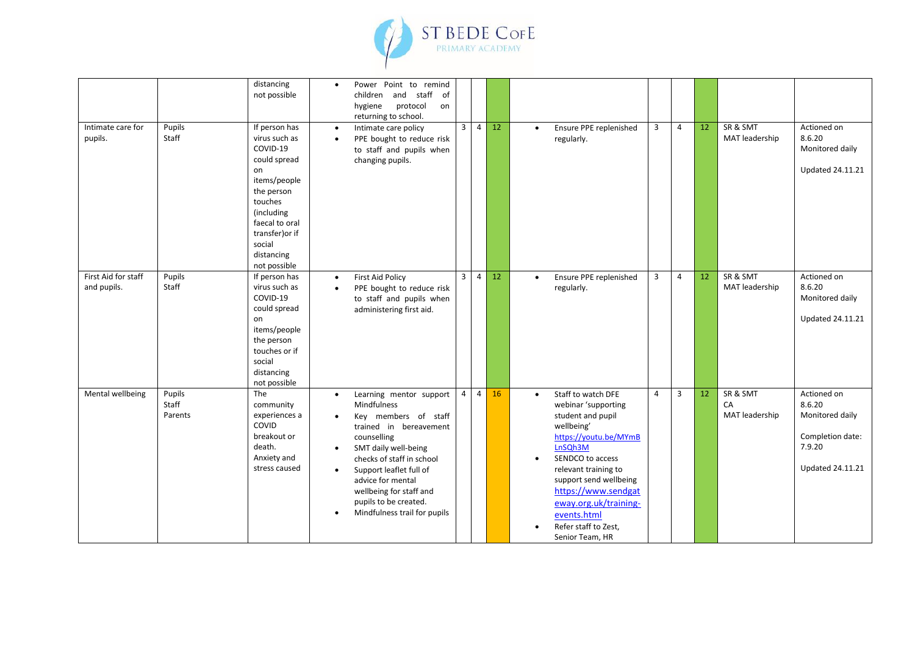| | | | | | | | | | | | | |
|---|---|---|---|---|---|---|---|---|---|---|---|---|
| | | distancing not possible | • Power Point to remind children and staff of hygiene protocol on returning to school. | | | | | | | | | |
| Intimate care for pupils. | Pupils<br>Staff | If person has virus such as COVID-19 could spread on items/people the person touches (including faecal to oral transfer)or if social distancing not possible | • Intimate care policy<br>• PPE bought to reduce risk to staff and pupils when changing pupils. | 3 | 4 | 12 | • Ensure PPE replenished regularly. | 3 | 4 | 12 | SR & SMT<br>MAT leadership | Actioned on 8.6.20<br>Monitored daily<br><br>Updated 24.11.21 |
| First Aid for staff and pupils. | Pupils<br>Staff | If person has virus such as COVID-19 could spread on items/people the person touches or if social distancing not possible | • First Aid Policy<br>• PPE bought to reduce risk to staff and pupils when administering first aid. | 3 | 4 | 12 | • Ensure PPE replenished regularly. | 3 | 4 | 12 | SR & SMT<br>MAT leadership | Actioned on 8.6.20<br>Monitored daily<br><br>Updated 24.11.21 |
| Mental wellbeing | Pupils<br>Staff<br>Parents | The community experiences a COVID breakout or death. Anxiety and stress caused | • Learning mentor support Mindfulness<br>• Key members of staff trained in bereavement counselling<br>• SMT daily well-being checks of staff in school<br>• Support leaflet full of advice for mental wellbeing for staff and pupils to be created.<br>• Mindfulness trail for pupils | 4 | 4 | 16 | • Staff to watch DFE webinar 'supporting student and pupil wellbeing' https://youtu.be/MYmBLnSQh3M<br>• SENDCO to access relevant training to support send wellbeing https://www.sendgateway.org.uk/training-events.html<br>• Refer staff to Zest, Senior Team, HR | 4 | 3 | 12 | SR & SMT<br>CA<br>MAT leadership | Actioned on 8.6.20<br>Monitored daily<br><br>Completion date: 7.9.20<br><br>Updated 24.11.21 |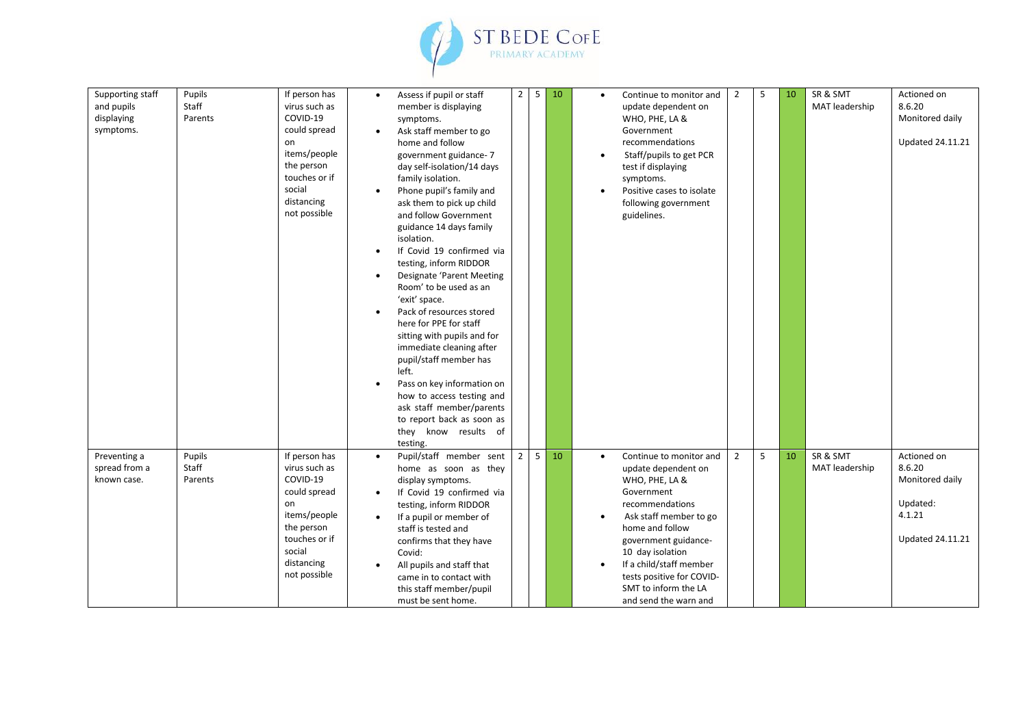| Supporting staff and pupils displaying symptoms. | Pupils<br>Staff<br>Parents | If person has virus such as COVID-19 could spread on items/people the person touches or if social distancing not possible | • Assess if pupil or staff member is displaying symptoms.<br>• Ask staff member to go home and follow government guidance- 7 day self-isolation/14 days family isolation.<br>• Phone pupil's family and ask them to pick up child and follow Government guidance 14 days family isolation.<br>• If Covid 19 confirmed via testing, inform RIDDOR<br>• Designate 'Parent Meeting Room' to be used as an 'exit' space.<br>• Pack of resources stored here for PPE for staff sitting with pupils and for immediate cleaning after pupil/staff member has left.<br>• Pass on key information on how to access testing and ask staff member/parents to report back as soon as they know results of testing. | 2 | 5 | 10 | • Continue to monitor and update dependent on WHO, PHE, LA & Government recommendations<br>• Staff/pupils to get PCR test if displaying symptoms.<br>• Positive cases to isolate following government guidelines. | 2 | 5 | 10 | SR & SMT<br>MAT leadership | Actioned on 8.6.20<br>Monitored daily<br><br>Updated 24.11.21 |
|---|---|---|---|---|---|---|---|---|---|---|---|---|
| Preventing a spread from a known case. | Pupils<br>Staff<br>Parents | If person has virus such as COVID-19 could spread on items/people the person touches or if social distancing not possible | • Pupil/staff member sent home as soon as they display symptoms.<br>• If Covid 19 confirmed via testing, inform RIDDOR<br>• If a pupil or member of staff is tested and confirms that they have Covid:<br>• All pupils and staff that came in to contact with this staff member/pupil must be sent home. | 2 | 5 | 10 | • Continue to monitor and update dependent on WHO, PHE, LA & Government recommendations<br>• Ask staff member to go home and follow government guidance- 10 day isolation<br>• If a child/staff member tests positive for COVID-SMT to inform the LA and send the warn and | 2 | 5 | 10 | SR & SMT<br>MAT leadership | Actioned on 8.6.20<br>Monitored daily<br><br>Updated: 4.1.21<br><br>Updated 24.11.21 |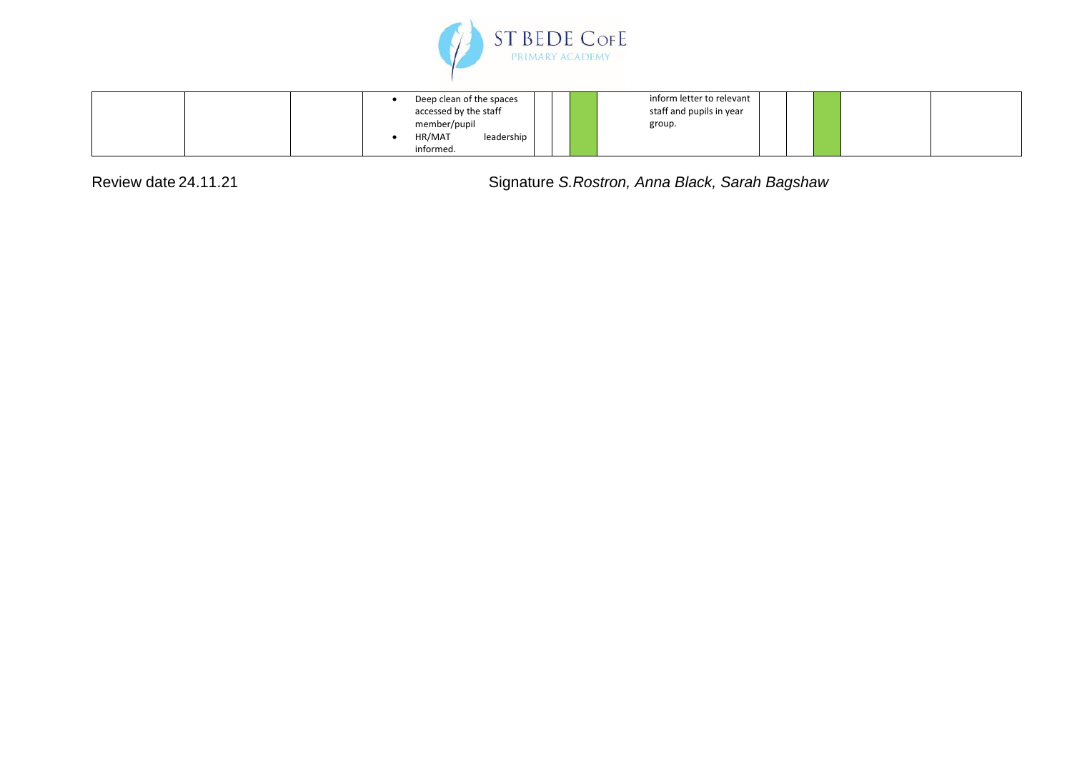| | | | | | | | | | | | | |
|---|---|---|---|---|---|---|---|---|---|---|---|---|
| | | | • Deep clean of the spaces accessed by the staff member/pupil<br>• HR/MAT leadership informed. | | | | inform letter to relevant staff and pupils in year group. | | | | | |

Review date 24.11.21

Signature *S.Rostron, Anna Black, Sarah Bagshaw*